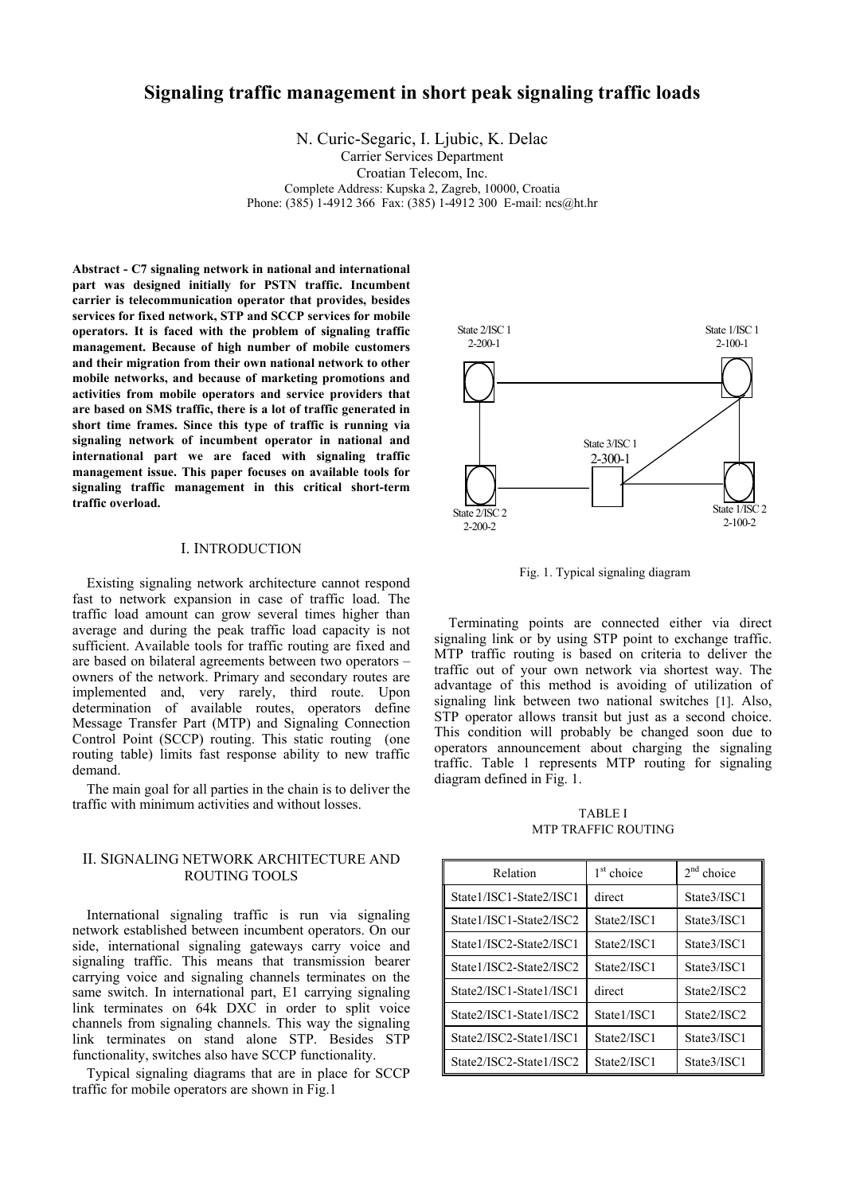# Signaling traffic management in short peak signaling traffic loads

N. Curic-Segaric, I. Ljubic, K. Delac
Carrier Services Department
Croatian Telecom, Inc.
Complete Address: Kupska 2, Zagreb, 10000, Croatia
Phone: (385) 1-4912 366 Fax: (385) 1-4912 300 E-mail: ncs@ht.hr

**Abstract - C7 signaling network in national and international part was designed initially for PSTN traffic. Incumbent carrier is telecommunication operator that provides, besides services for fixed network, STP and SCCP services for mobile operators. It is faced with the problem of signaling traffic management. Because of high number of mobile customers and their migration from their own national network to other mobile networks, and because of marketing promotions and activities from mobile operators and service providers that are based on SMS traffic, there is a lot of traffic generated in short time frames. Since this type of traffic is running via signaling network of incumbent operator in national and international part we are faced with signaling traffic management issue. This paper focuses on available tools for signaling traffic management in this critical short-term traffic overload.**

## I. INTRODUCTION

Existing signaling network architecture cannot respond fast to network expansion in case of traffic load. The traffic load amount can grow several times higher than average and during the peak traffic load capacity is not sufficient. Available tools for traffic routing are fixed and are based on bilateral agreements between two operators – owners of the network. Primary and secondary routes are implemented and, very rarely, third route. Upon determination of available routes, operators define Message Transfer Part (MTP) and Signaling Connection Control Point (SCCP) routing. This static routing (one routing table) limits fast response ability to new traffic demand.

The main goal for all parties in the chain is to deliver the traffic with minimum activities and without losses.

## II. SIGNALING NETWORK ARCHITECTURE AND ROUTING TOOLS

International signaling traffic is run via signaling network established between incumbent operators. On our side, international signaling gateways carry voice and signaling traffic. This means that transmission bearer carrying voice and signaling channels terminates on the same switch. In international part, E1 carrying signaling link terminates on 64k DXC in order to split voice channels from signaling channels. This way the signaling link terminates on stand alone STP. Besides STP functionality, switches also have SCCP functionality.

Typical signaling diagrams that are in place for SCCP traffic for mobile operators are shown in Fig.1

State 2/ISC 1
2-200-1

State 1/ISC 1
2-100-1

State 3/ISC 1
2-300-1

State 2/ISC 2
2-200-2

State 1/ISC 2
2-100-2

Fig. 1. Typical signaling diagram

Terminating points are connected either via direct signaling link or by using STP point to exchange traffic. MTP traffic routing is based on criteria to deliver the traffic out of your own network via shortest way. The advantage of this method is avoiding of utilization of signaling link between two national switches [1]. Also, STP operator allows transit but just as a second choice. This condition will probably be changed soon due to operators announcement about charging the signaling traffic. Table 1 represents MTP routing for signaling diagram defined in Fig. 1.

TABLE I
MTP TRAFFIC ROUTING

| Relation | 1st choice | 2nd choice |
|---|---|---|
| State1/ISC1-State2/ISC1 | direct | State3/ISC1 |
| State1/ISC1-State2/ISC2 | State2/ISC1 | State3/ISC1 |
| State1/ISC2-State2/ISC1 | State2/ISC1 | State3/ISC1 |
| State1/ISC2-State2/ISC2 | State2/ISC1 | State3/ISC1 |
| State2/ISC1-State1/ISC1 | direct | State2/ISC2 |
| State2/ISC1-State1/ISC2 | State1/ISC1 | State2/ISC2 |
| State2/ISC2-State1/ISC1 | State2/ISC1 | State3/ISC1 |
| State2/ISC2-State1/ISC2 | State2/ISC1 | State3/ISC1 |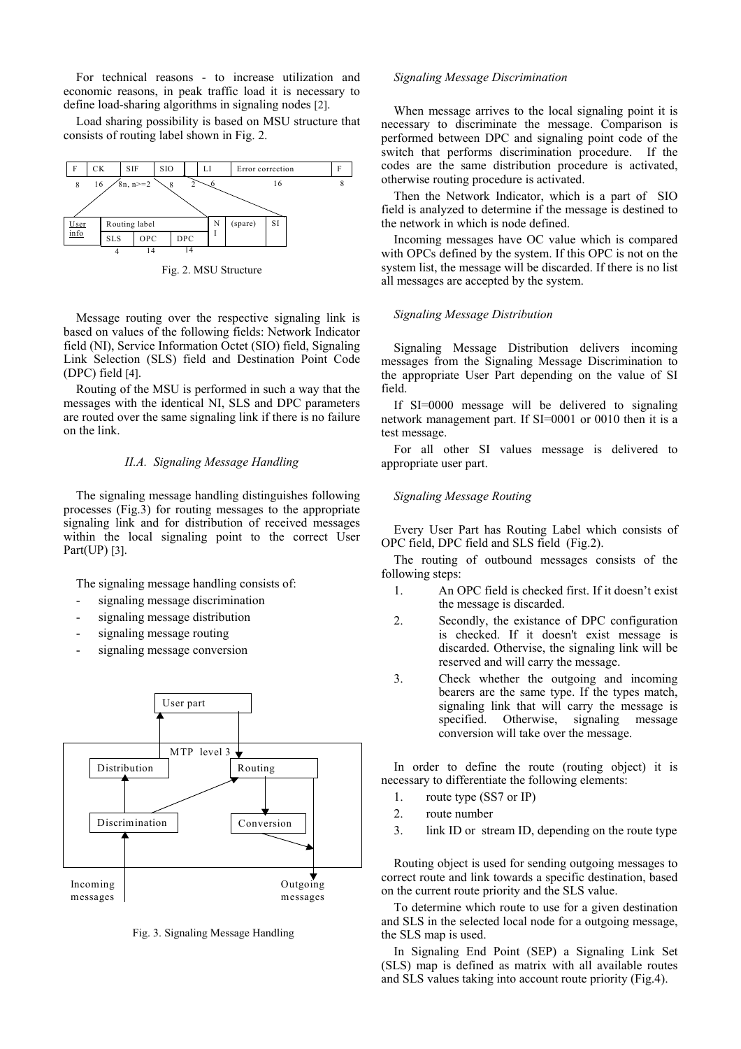For technical reasons - to increase utilization and economic reasons, in peak traffic load it is necessary to define load-sharing algorithms in signaling nodes [2].

Load sharing possibility is based on MSU structure that consists of routing label shown in Fig. 2.

| F | CK | SIF | SIO | | LI | Error correction | F |
|---|---|---|---|---|---|---|---|
| 8 | 16 | 8n, n>=2 | 8 | 2 | 6 | 16 | 8 |

| User info | Routing label | | | N I | (spare) | SI |
|---|---|---|---|---|---|---|
| | SLS | OPC | DPC | | | |
| | 4 | 14 | 14 | | | |

Fig. 2. MSU Structure

Message routing over the respective signaling link is based on values of the following fields: Network Indicator field (NI), Service Information Octet (SIO) field, Signaling Link Selection (SLS) field and Destination Point Code (DPC) field [4].

Routing of the MSU is performed in such a way that the messages with the identical NI, SLS and DPC parameters are routed over the same signaling link if there is no failure on the link.

### II.A. Signaling Message Handling

The signaling message handling distinguishes following processes (Fig.3) for routing messages to the appropriate signaling link and for distribution of received messages within the local signaling point to the correct User Part(UP) [3].

The signaling message handling consists of:

- signaling message discrimination
- signaling message distribution
- signaling message routing
- signaling message conversion

User part

MTP level 3

Distribution, Routing, Discrimination, Conversion

Incoming messages, Outgoing messages

Fig. 3. Signaling Message Handling

*Signaling Message Discrimination*

When message arrives to the local signaling point it is necessary to discriminate the message. Comparison is performed between DPC and signaling point code of the switch that performs discrimination procedure. If the codes are the same distribution procedure is activated, otherwise routing procedure is activated.

Then the Network Indicator, which is a part of SIO field is analyzed to determine if the message is destined to the network in which is node defined.

Incoming messages have OC value which is compared with OPCs defined by the system. If this OPC is not on the system list, the message will be discarded. If there is no list all messages are accepted by the system.

*Signaling Message Distribution*

Signaling Message Distribution delivers incoming messages from the Signaling Message Discrimination to the appropriate User Part depending on the value of SI field.

If SI=0000 message will be delivered to signaling network management part. If SI=0001 or 0010 then it is a test message.

For all other SI values message is delivered to appropriate user part.

*Signaling Message Routing*

Every User Part has Routing Label which consists of OPC field, DPC field and SLS field (Fig.2).

The routing of outbound messages consists of the following steps:

1. An OPC field is checked first. If it doesn't exist the message is discarded.
2. Secondly, the existance of DPC configuration is checked. If it doesn't exist message is discarded. Othervise, the signaling link will be reserved and will carry the message.
3. Check whether the outgoing and incoming bearers are the same type. If the types match, signaling link that will carry the message is specified. Otherwise, signaling message conversion will take over the message.

In order to define the route (routing object) it is necessary to differentiate the following elements:

1. route type (SS7 or IP)
2. route number
3. link ID or stream ID, depending on the route type

Routing object is used for sending outgoing messages to correct route and link towards a specific destination, based on the current route priority and the SLS value.

To determine which route to use for a given destination and SLS in the selected local node for a outgoing message, the SLS map is used.

In Signaling End Point (SEP) a Signaling Link Set (SLS) map is defined as matrix with all available routes and SLS values taking into account route priority (Fig.4).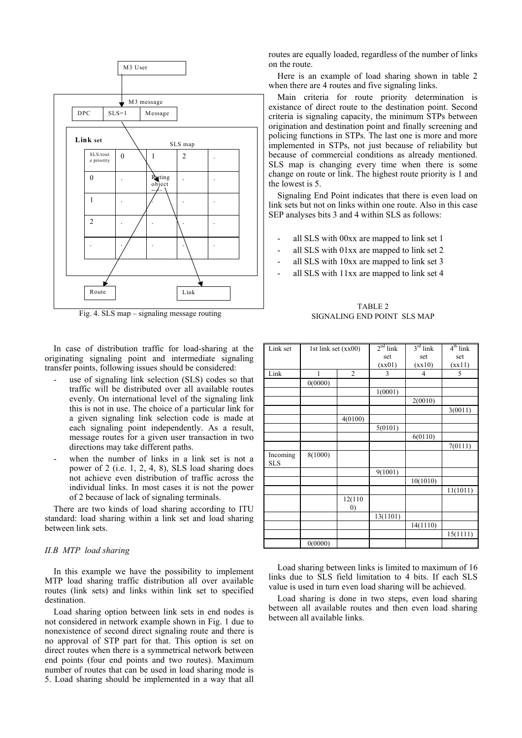Fig. 4. SLS map – signaling message routing

In case of distribution traffic for load-sharing at the originating signaling point and intermediate signaling transfer points, following issues should be considered:

- use of signaling link selection (SLS) codes so that traffic will be distributed over all available routes evenly. On international level of the signaling link this is not in use. The choice of a particular link for a given signaling link selection code is made at each signaling point independently. As a result, message routes for a given user transaction in two directions may take different paths.
- when the number of links in a link set is not a power of 2 (i.e. 1, 2, 4, 8), SLS load sharing does not achieve even distribution of traffic across the individual links. In most cases it is not the power of 2 because of lack of signaling terminals.

There are two kinds of load sharing according to ITU standard: load sharing within a link set and load sharing between link sets.

### *II.B MTP load sharing*

In this example we have the possibility to implement MTP load sharing traffic distribution all over available routes (link sets) and links within link set to specified destination.

Load sharing option between link sets in end nodes is not considered in network example shown in Fig. 1 due to nonexistence of second direct signaling route and there is no approval of STP part for that. This option is set on direct routes when there is a symmetrical network between end points (four end points and two routes). Maximum number of routes that can be used in load sharing mode is 5. Load sharing should be implemented in a way that all routes are equally loaded, regardless of the number of links on the route.

Here is an example of load sharing shown in table 2 when there are 4 routes and five signaling links.

Main criteria for route priority determination is existance of direct route to the destination point. Second criteria is signaling capacity, the minimum STPs between origination and destination point and finally screening and policing functions in STPs. The last one is more and more implemented in STPs, not just because of reliability but because of commercial conditions as already mentioned. SLS map is changing every time when there is some change on route or link. The highest route priority is 1 and the lowest is 5.

Signaling End Point indicates that there is even load on link sets but not on links within one route. Also in this case SEP analyses bits 3 and 4 within SLS as follows:

- all SLS with 00xx are mapped to link set 1
- all SLS with 01xx are mapped to link set 2
- all SLS with 10xx are mapped to link set 3
- all SLS with 11xx are mapped to link set 4

TABLE 2
SIGNALING END POINT SLS MAP

| Link set | 1st link set (xx00) | | 2nd link set (xx01) | 3rd link set (xx10) | 4th link set (xx11) |
|---|---|---|---|---|---|
| Link | 1 | 2 | 3 | 4 | 5 |
| | 0(0000) | | | | |
| | | | 1(0001) | | |
| | | | | 2(0010) | |
| | | | | | 3(0011) |
| | | 4(0100) | | | |
| | | | 5(0101) | | |
| | | | | 6(0110) | |
| | | | | | 7(0111) |
| Incoming SLS | 8(1000) | | | | |
| | | | 9(1001) | | |
| | | | | 10(1010) | |
| | | | | | 11(1011) |
| | | 12(1100) | | | |
| | | | 13(1101) | | |
| | | | | 14(1110) | |
| | | | | | 15(1111) |
| | 0(0000) | | | | |

Load sharing between links is limited to maximum of 16 links due to SLS field limitation to 4 bits. If each SLS value is used in turn even load sharing will be achieved.

Load sharing is done in two steps, even load sharing between all available routes and then even load sharing between all available links.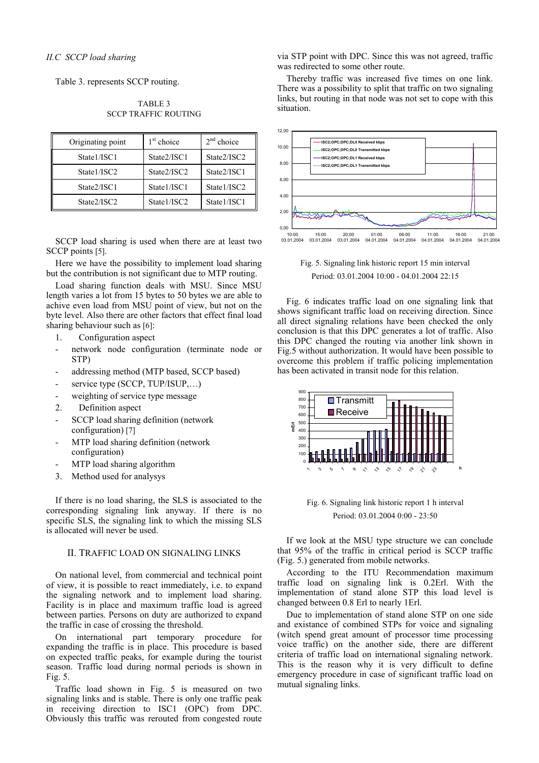*II.C SCCP load sharing*

Table 3. represents SCCP routing.

TABLE 3
SCCP TRAFFIC ROUTING

| Originating point | 1st choice | 2nd choice |
|---|---|---|
| State1/ISC1 | State2/ISC1 | State2/ISC2 |
| State1/ISC2 | State2/ISC2 | State2/ISC1 |
| State2/ISC1 | State1/ISC1 | State1/ISC2 |
| State2/ISC2 | State1/ISC2 | State1/ISC1 |

SCCP load sharing is used when there are at least two SCCP points [5].

Here we have the possibility to implement load sharing but the contribution is not significant due to MTP routing.

Load sharing function deals with MSU. Since MSU length varies a lot from 15 bytes to 50 bytes we are able to achive even load from MSU point of view, but not on the byte level. Also there are other factors that effect final load sharing behaviour such as [6]:

1. Configuration aspect
- network node configuration (terminate node or STP)
- addressing method (MTP based, SCCP based)
- service type (SCCP, TUP/ISUP,…)
- weighting of service type message
2. Definition aspect
- SCCP load sharing definition (network configuration) [7]
- MTP load sharing definition (network configuration)
- MTP load sharing algorithm
3. Method used for analysys

If there is no load sharing, the SLS is associated to the corresponding signaling link anyway. If there is no specific SLS, the signaling link to which the missing SLS is allocated will never be used.

## II. TRAFFIC LOAD ON SIGNALING LINKS

On national level, from commercial and technical point of view, it is possible to react immediately, i.e. to expand the signaling network and to implement load sharing. Facility is in place and maximum traffic load is agreed between parties. Persons on duty are authorized to expand the traffic in case of crossing the threshold.

On international part temporary procedure for expanding the traffic is in place. This procedure is based on expected traffic peaks, for example during the tourist season. Traffic load during normal periods is shown in Fig. 5.

Traffic load shown in Fig. 5 is measured on two signaling links and is stable. There is only one traffic peak in receiving direction to ISC1 (OPC) from DPC. Obviously this traffic was rerouted from congested route via STP point with DPC. Since this was not agreed, traffic was redirected to some other route.

Thereby traffic was increased five times on one link. There was a possibility to split that traffic on two signaling links, but routing in that node was not set to cope with this situation.

Fig. 5. Signaling link historic report 15 min interval
Period: 03.01.2004 10:00 - 04.01.2004 22:15

Fig. 6 indicates traffic load on one signaling link that shows significant traffic load on receiving direction. Since all direct signaling relations have been checked the only conclusion is that this DPC generates a lot of traffic. Also this DPC changed the routing via another link shown in Fig.5 without authorization. It would have been possible to overcome this problem if traffic policing implementation has been activated in transit node for this relation.

Fig. 6. Signaling link historic report 1 h interval
Period: 03.01.2004 0:00 - 23:50

If we look at the MSU type structure we can conclude that 95% of the traffic in critical period is SCCP traffic (Fig. 5.) generated from mobile networks.

According to the ITU Recommendation maximum traffic load on signaling link is 0.2Erl. With the implementation of stand alone STP this load level is changed between 0.8 Erl to nearly 1Erl.

Due to implementation of stand alone STP on one side and existance of combined STPs for voice and signaling (witch spend great amount of processor time processing voice traffic) on the another side, there are different criteria of traffic load on international signaling network. This is the reason why it is very difficult to define emergency procedure in case of significant traffic load on mutual signaling links.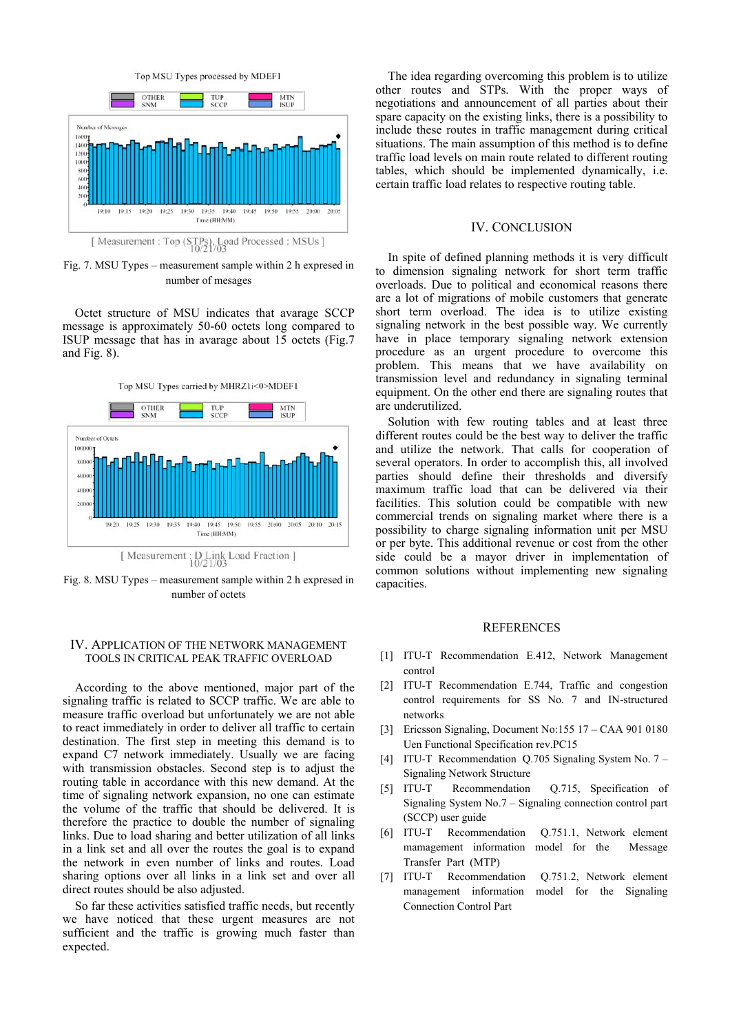Top MSU Types processed by MDEF1

OTHER
SNM
TUP
SCCP
MTN
ISUP

Number of Messages

1600
1400
1200
1000
800
600
400
200
0

19:10 19:15 19:20 19:25 19:30 19:35 19:40 19:45 19:50 19:55 20:00 20:05

Time (HH:MM)

[ Measurement : Top (STPs), Load Processed : MSUs ]
10/21/03

Fig. 7. MSU Types – measurement sample within 2 h expressed in number of mesages

Octet structure of MSU indicates that avarage SCCP message is approximately 50-60 octets long compared to ISUP message that has in avarage about 15 octets (Fig.7 and Fig. 8).

Top MSU Types carried by MHRZ1i<0>MDEF1

OTHER
SNM
TUP
SCCP
MTN
ISUP

Number of Octets

100000
80000
60000
40000
20000
0

19:20 19:25 19:30 19:35 19:40 19:45 19:50 19:55 20:00 20:05 20:10 20:15

Time (HH:MM)

[ Measurement : D Link Load Fraction ]
10/21/03

Fig. 8. MSU Types – measurement sample within 2 h expressed in number of octets

## IV. Application of the Network Management Tools in Critical Peak Traffic Overload

According to the above mentioned, major part of the signaling traffic is related to SCCP traffic. We are able to measure traffic overload but unfortunately we are not able to react immediately in order to deliver all traffic to certain destination. The first step in meeting this demand is to expand C7 network immediately. Usually we are facing with transmission obstacles. Second step is to adjust the routing table in accordance with this new demand. At the time of signaling network expansion, no one can estimate the volume of the traffic that should be delivered. It is therefore the practice to double the number of signaling links. Due to load sharing and better utilization of all links in a link set and all over the routes the goal is to expand the network in even number of links and routes. Load sharing options over all links in a link set and over all direct routes should be also adjusted.

So far these activities satisfied traffic needs, but recently we have noticed that these urgent measures are not sufficient and the traffic is growing much faster than expected.

The idea regarding overcoming this problem is to utilize other routes and STPs. With the proper ways of negotiations and announcement of all parties about their spare capacity on the existing links, there is a possibility to include these routes in traffic management during critical situations. The main assumption of this method is to define traffic load levels on main route related to different routing tables, which should be implemented dynamically, i.e. certain traffic load relates to respective routing table.

## IV. Conclusion

In spite of defined planning methods it is very difficult to dimension signaling network for short term traffic overloads. Due to political and economical reasons there are a lot of migrations of mobile customers that generate short term overload. The idea is to utilize existing signaling network in the best possible way. We currently have in place temporary signaling network extension procedure as an urgent procedure to overcome this problem. This means that we have availability on transmission level and redundancy in signaling terminal equipment. On the other end there are signaling routes that are underutilized.

Solution with few routing tables and at least three different routes could be the best way to deliver the traffic and utilize the network. That calls for cooperation of several operators. In order to accomplish this, all involved parties should define their thresholds and diversify maximum traffic load that can be delivered via their facilities. This solution could be compatible with new commercial trends on signaling market where there is a possibility to charge signaling information unit per MSU or per byte. This additional revenue or cost from the other side could be a mayor driver in implementation of common solutions without implementing new signaling capacities.

## References

[1] ITU-T Recommendation E.412, Network Management control

[2] ITU-T Recommendation E.744, Traffic and congestion control requirements for SS No. 7 and IN-structured networks

[3] Ericsson Signaling, Document No:155 17 – CAA 901 0180 Uen Functional Specification rev.PC15

[4] ITU-T Recommendation Q.705 Signaling System No. 7 – Signaling Network Structure

[5] ITU-T Recommendation Q.715, Specification of Signaling System No.7 – Signaling connection control part (SCCP) user guide

[6] ITU-T Recommendation Q.751.1, Network element mamagement information model for the Message Transfer Part (MTP)

[7] ITU-T Recommendation Q.751.2, Network element management information model for the Signaling Connection Control Part